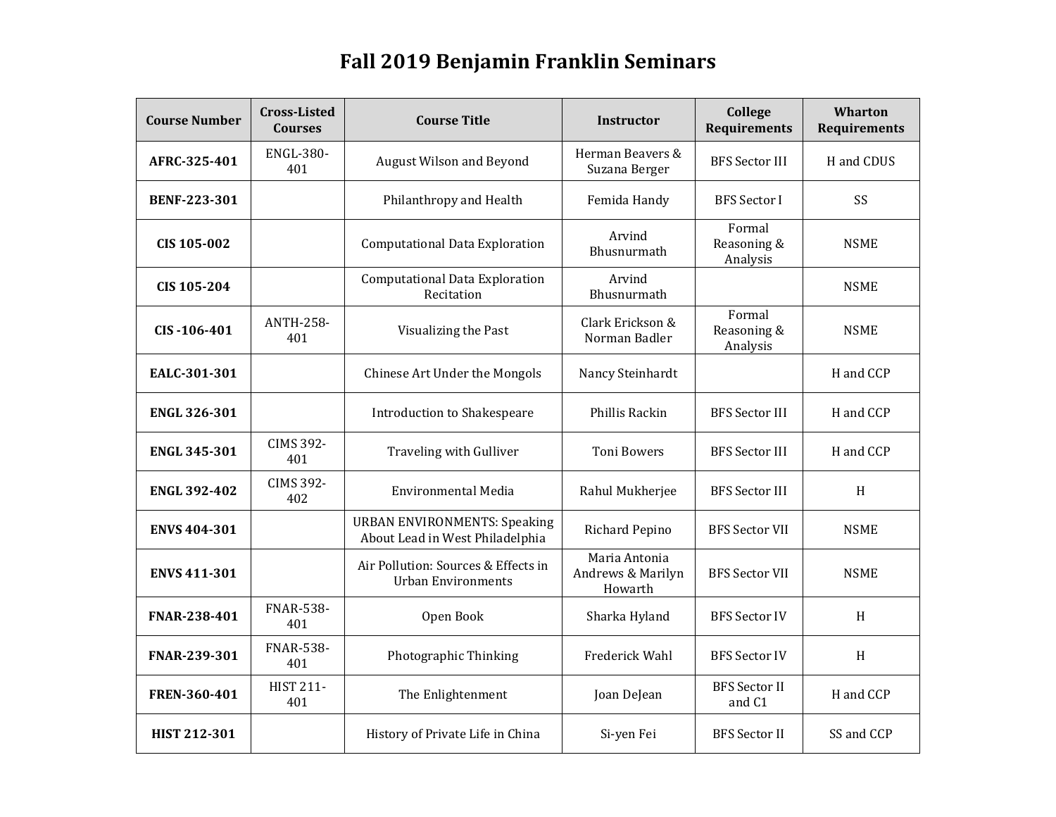# Fall 2019 Benjamin Franklin Seminars

| Course Number | Cross-Listed Courses | Course Title | Instructor | College Requirements | Wharton Requirements |
|---|---|---|---|---|---|
| **AFRC-325-401** | ENGL-380-401 | August Wilson and Beyond | Herman Beavers & Suzana Berger | BFS Sector III | H and CDUS |
| **BENF-223-301** | | Philanthropy and Health | Femida Handy | BFS Sector I | SS |
| **CIS 105-002** | | Computational Data Exploration | Arvind Bhusnurmath | Formal Reasoning & Analysis | NSME |
| **CIS 105-204** | | Computational Data Exploration Recitation | Arvind Bhusnurmath | | NSME |
| **CIS -106-401** | ANTH-258-401 | Visualizing the Past | Clark Erickson & Norman Badler | Formal Reasoning & Analysis | NSME |
| **EALC-301-301** | | Chinese Art Under the Mongols | Nancy Steinhardt | | H and CCP |
| **ENGL 326-301** | | Introduction to Shakespeare | Phillis Rackin | BFS Sector III | H and CCP |
| **ENGL 345-301** | CIMS 392-401 | Traveling with Gulliver | Toni Bowers | BFS Sector III | H and CCP |
| **ENGL 392-402** | CIMS 392-402 | Environmental Media | Rahul Mukherjee | BFS Sector III | H |
| **ENVS 404-301** | | URBAN ENVIRONMENTS: Speaking About Lead in West Philadelphia | Richard Pepino | BFS Sector VII | NSME |
| **ENVS 411-301** | | Air Pollution: Sources & Effects in Urban Environments | Maria Antonia Andrews & Marilyn Howarth | BFS Sector VII | NSME |
| **FNAR-238-401** | FNAR-538-401 | Open Book | Sharka Hyland | BFS Sector IV | H |
| **FNAR-239-301** | FNAR-538-401 | Photographic Thinking | Frederick Wahl | BFS Sector IV | H |
| **FREN-360-401** | HIST 211-401 | The Enlightenment | Joan DeJean | BFS Sector II and C1 | H and CCP |
| **HIST 212-301** | | History of Private Life in China | Si-yen Fei | BFS Sector II | SS and CCP |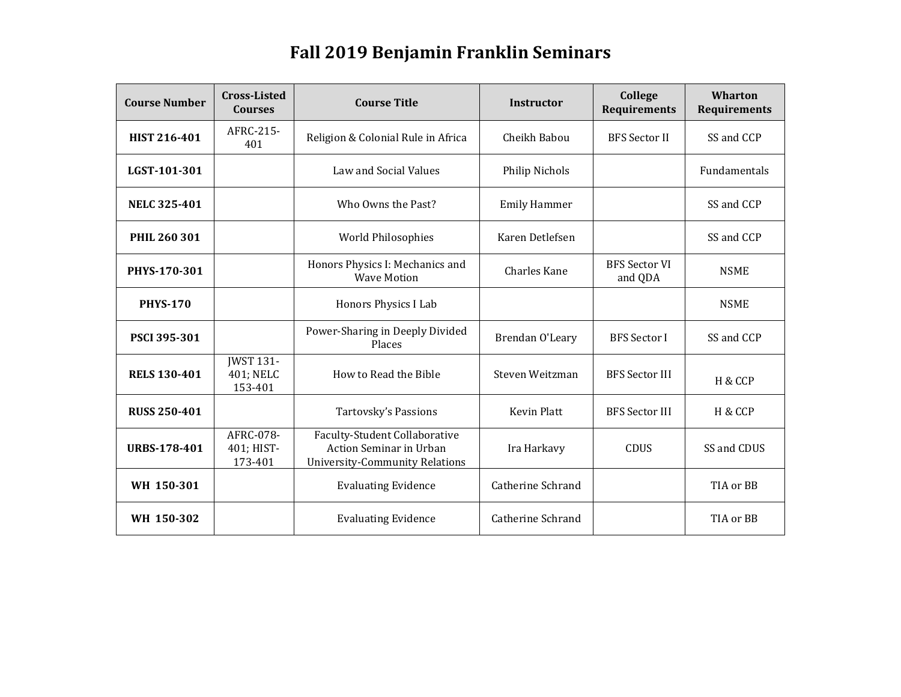# Fall 2019 Benjamin Franklin Seminars

| Course Number | Cross-Listed Courses | Course Title | Instructor | College Requirements | Wharton Requirements |
| --- | --- | --- | --- | --- | --- |
| **HIST 216-401** | AFRC-215-401 | Religion & Colonial Rule in Africa | Cheikh Babou | BFS Sector II | SS and CCP |
| **LGST-101-301** | | Law and Social Values | Philip Nichols | | Fundamentals |
| **NELC 325-401** | | Who Owns the Past? | Emily Hammer | | SS and CCP |
| **PHIL 260 301** | | World Philosophies | Karen Detlefsen | | SS and CCP |
| **PHYS-170-301** | | Honors Physics I: Mechanics and Wave Motion | Charles Kane | BFS Sector VI and QDA | NSME |
| **PHYS-170** | | Honors Physics I Lab | | | NSME |
| **PSCI 395-301** | | Power-Sharing in Deeply Divided Places | Brendan O'Leary | BFS Sector I | SS and CCP |
| **RELS 130-401** | JWST 131-401; NELC 153-401 | How to Read the Bible | Steven Weitzman | BFS Sector III | H & CCP |
| **RUSS 250-401** | | Tartovsky's Passions | Kevin Platt | BFS Sector III | H & CCP |
| **URBS-178-401** | AFRC-078-401; HIST-173-401 | Faculty-Student Collaborative Action Seminar in Urban University-Community Relations | Ira Harkavy | CDUS | SS and CDUS |
| **WH 150-301** | | Evaluating Evidence | Catherine Schrand | | TIA or BB |
| **WH 150-302** | | Evaluating Evidence | Catherine Schrand | | TIA or BB |